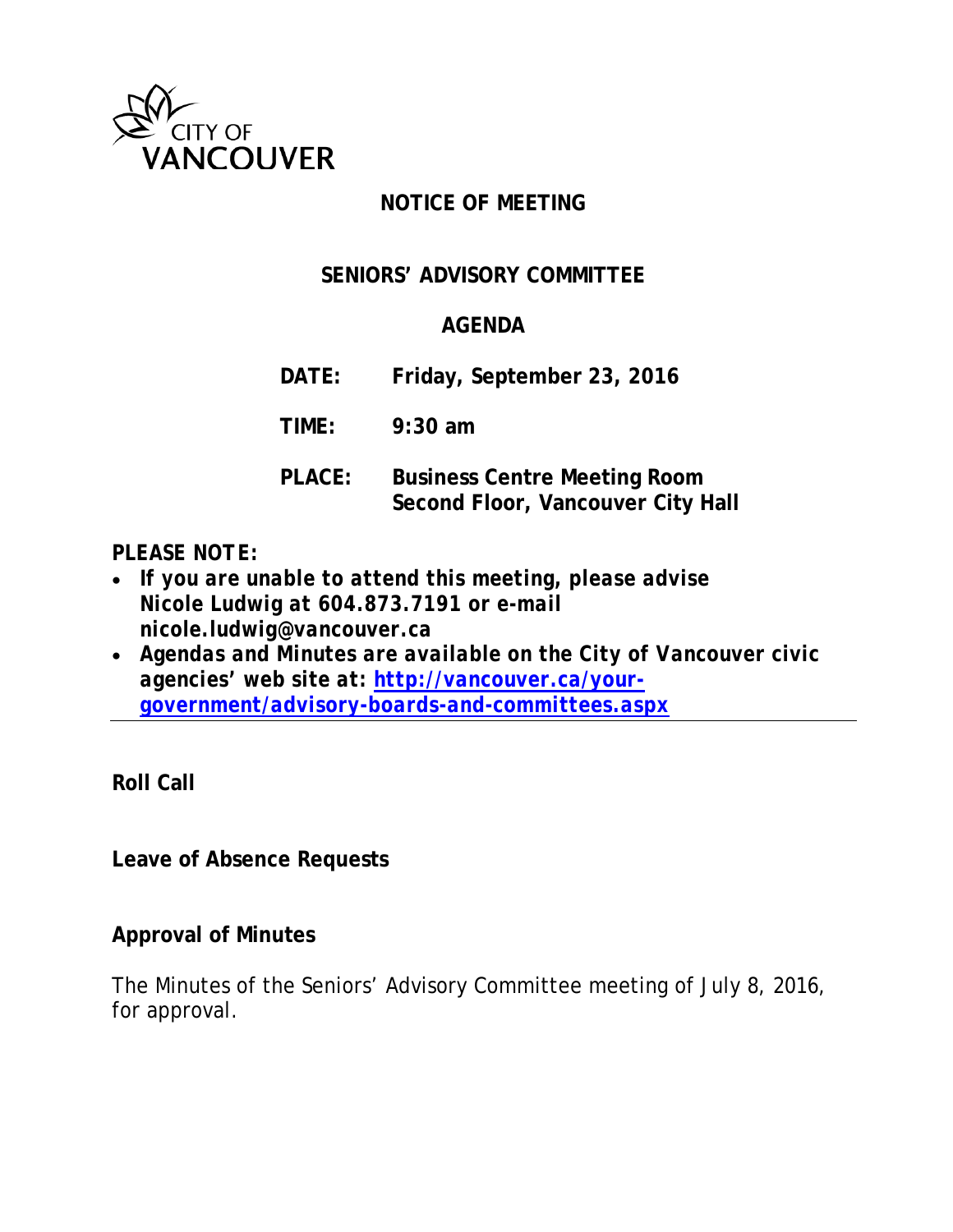CITY OF VANCOUVER

# NOTICE OF MEETING

## SENIORS' ADVISORY COMMITTEE

## AGENDA

**DATE:** **Friday, September 23, 2016**

**TIME:** **9:30 am**

**PLACE:** **Business Centre Meeting Room**
**Second Floor, Vancouver City Hall**

***PLEASE NOTE:***

- ***If you are unable to attend this meeting, please advise Nicole Ludwig at 604.873.7191 or e-mail nicole.ludwig@vancouver.ca***
- ***Agendas and Minutes are available on the City of Vancouver civic agencies' web site at: [http://vancouver.ca/your-government/advisory-boards-and-committees.aspx](http://vancouver.ca/your-government/advisory-boards-and-committees.aspx)***

---

**Roll Call**

**Leave of Absence Requests**

**Approval of Minutes**

The Minutes of the Seniors' Advisory Committee meeting of July 8, 2016, for approval.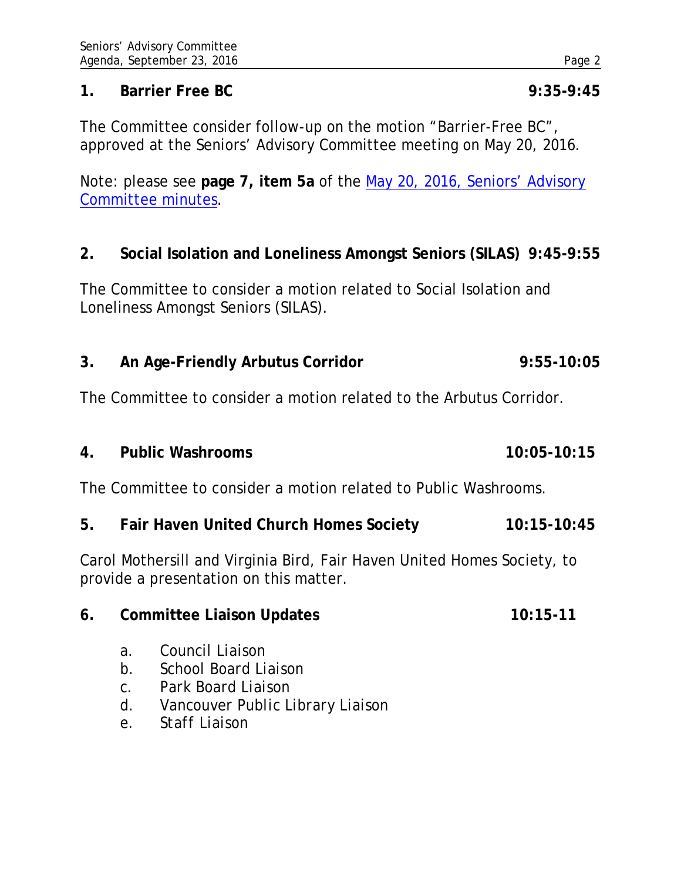**1. Barrier Free BC** **9:35-9:45**

The Committee consider follow-up on the motion "Barrier-Free BC", approved at the Seniors' Advisory Committee meeting on May 20, 2016.

Note: please see **page 7, item 5a** of the May 20, 2016, Seniors' Advisory Committee minutes.

**2. Social Isolation and Loneliness Amongst Seniors (SILAS)** **9:45-9:55**

The Committee to consider a motion related to Social Isolation and Loneliness Amongst Seniors (SILAS).

**3. An Age-Friendly Arbutus Corridor** **9:55-10:05**

The Committee to consider a motion related to the Arbutus Corridor.

**4. Public Washrooms** **10:05-10:15**

The Committee to consider a motion related to Public Washrooms.

**5. Fair Haven United Church Homes Society** **10:15-10:45**

Carol Mothersill and Virginia Bird, Fair Haven United Homes Society, to provide a presentation on this matter.

**6. Committee Liaison Updates** **10:15-11**

a. Council Liaison
b. School Board Liaison
c. Park Board Liaison
d. Vancouver Public Library Liaison
e. Staff Liaison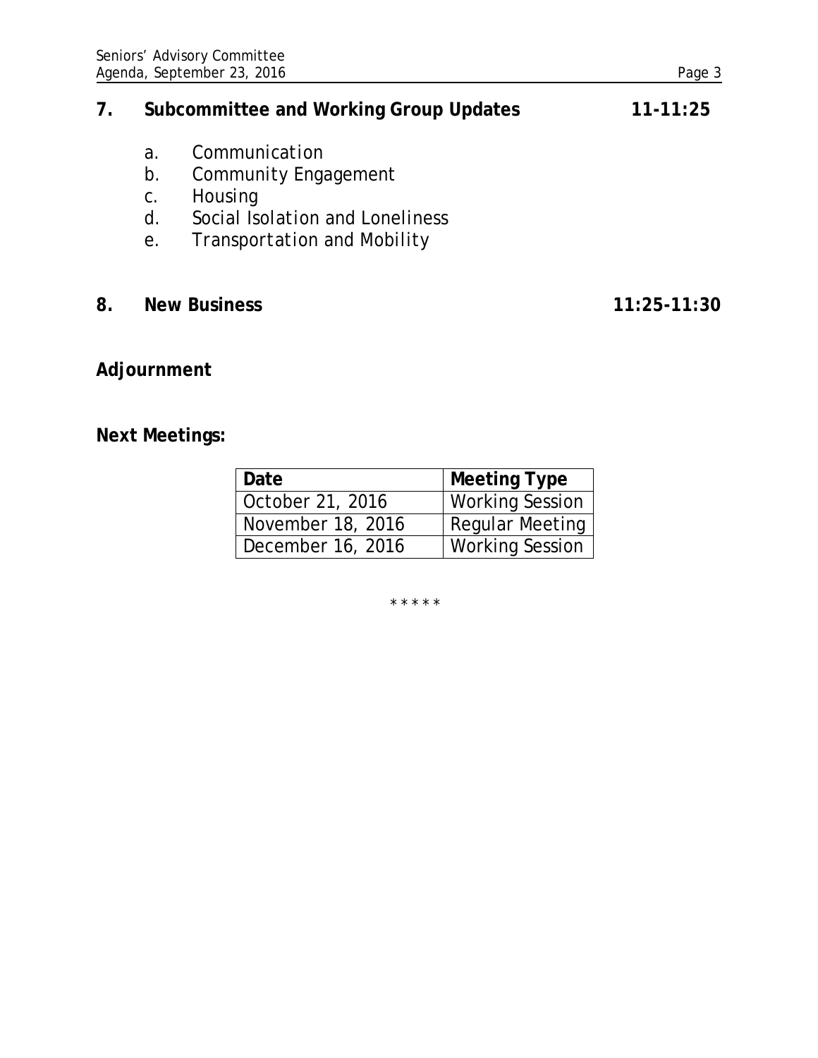## 7. Subcommittee and Working Group Updates 11-11:25

a. Communication
b. Community Engagement
c. Housing
d. Social Isolation and Loneliness
e. Transportation and Mobility

## 8. New Business 11:25-11:30

## Adjournment

**Next Meetings:**

| Date | Meeting Type |
|---|---|
| October 21, 2016 | Working Session |
| November 18, 2016 | Regular Meeting |
| December 16, 2016 | Working Session |

\* \* \* \* \*